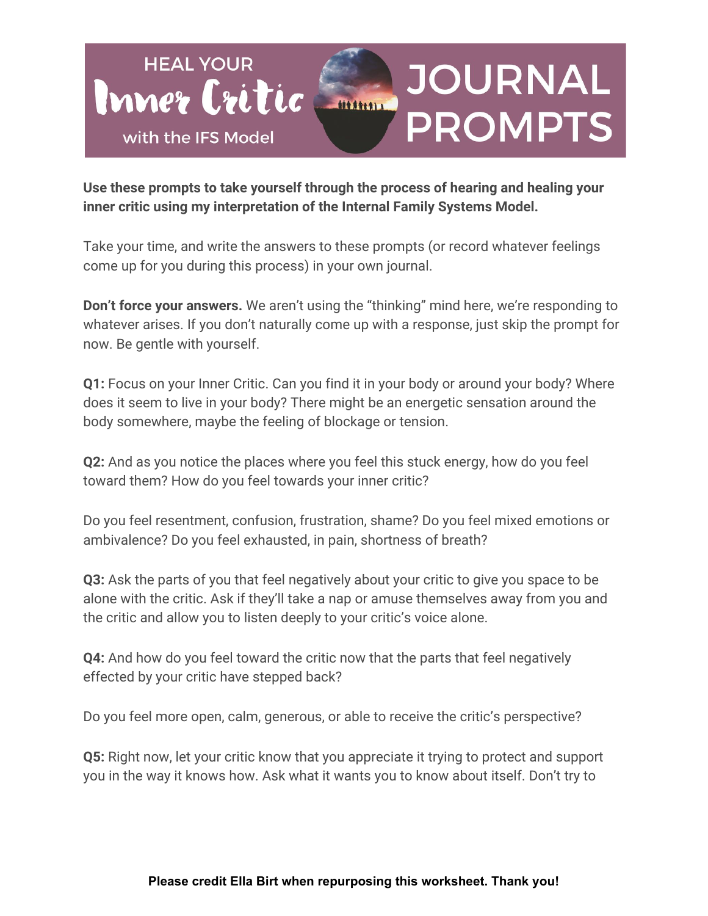# HEAL YOUR Inner Critic with the IFS Model — JOURNAL PROMPTS

**Use these prompts to take yourself through the process of hearing and healing your inner critic using my interpretation of the Internal Family Systems Model.**

Take your time, and write the answers to these prompts (or record whatever feelings come up for you during this process) in your own journal.

**Don't force your answers.** We aren't using the "thinking" mind here, we're responding to whatever arises. If you don't naturally come up with a response, just skip the prompt for now. Be gentle with yourself.

**Q1:** Focus on your Inner Critic. Can you find it in your body or around your body? Where does it seem to live in your body? There might be an energetic sensation around the body somewhere, maybe the feeling of blockage or tension.

**Q2:** And as you notice the places where you feel this stuck energy, how do you feel toward them? How do you feel towards your inner critic?

Do you feel resentment, confusion, frustration, shame? Do you feel mixed emotions or ambivalence? Do you feel exhausted, in pain, shortness of breath?

**Q3:** Ask the parts of you that feel negatively about your critic to give you space to be alone with the critic. Ask if they'll take a nap or amuse themselves away from you and the critic and allow you to listen deeply to your critic's voice alone.

**Q4:** And how do you feel toward the critic now that the parts that feel negatively effected by your critic have stepped back?

Do you feel more open, calm, generous, or able to receive the critic's perspective?

**Q5:** Right now, let your critic know that you appreciate it trying to protect and support you in the way it knows how. Ask what it wants you to know about itself. Don't try to

**Please credit Ella Birt when repurposing this worksheet. Thank you!**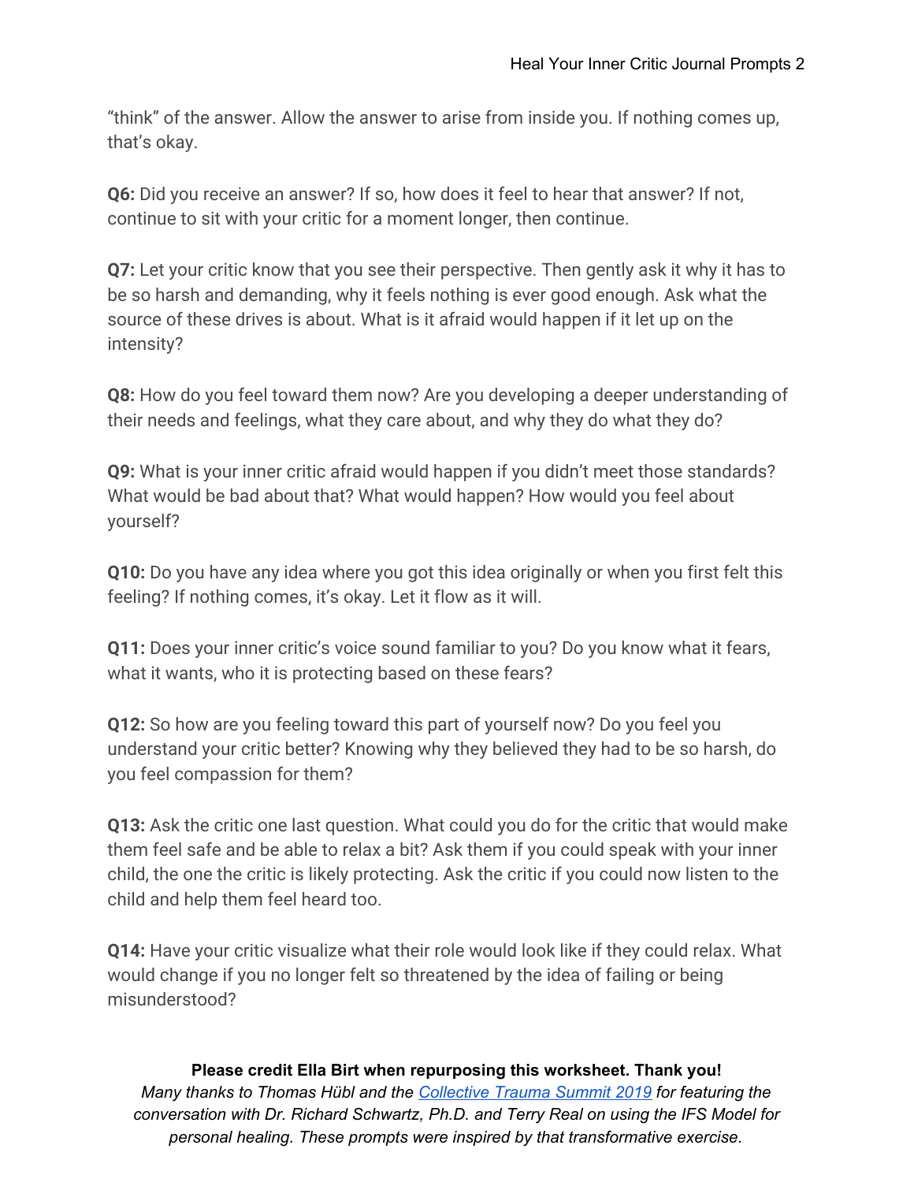"think" of the answer. Allow the answer to arise from inside you. If nothing comes up, that's okay.

**Q6:** Did you receive an answer? If so, how does it feel to hear that answer? If not, continue to sit with your critic for a moment longer, then continue.

**Q7:** Let your critic know that you see their perspective. Then gently ask it why it has to be so harsh and demanding, why it feels nothing is ever good enough. Ask what the source of these drives is about. What is it afraid would happen if it let up on the intensity?

**Q8:** How do you feel toward them now? Are you developing a deeper understanding of their needs and feelings, what they care about, and why they do what they do?

**Q9:** What is your inner critic afraid would happen if you didn't meet those standards? What would be bad about that? What would happen? How would you feel about yourself?

**Q10:** Do you have any idea where you got this idea originally or when you first felt this feeling? If nothing comes, it's okay. Let it flow as it will.

**Q11:** Does your inner critic's voice sound familiar to you? Do you know what it fears, what it wants, who it is protecting based on these fears?

**Q12:** So how are you feeling toward this part of yourself now? Do you feel you understand your critic better? Knowing why they believed they had to be so harsh, do you feel compassion for them?

**Q13:** Ask the critic one last question. What could you do for the critic that would make them feel safe and be able to relax a bit? Ask them if you could speak with your inner child, the one the critic is likely protecting. Ask the critic if you could now listen to the child and help them feel heard too.

**Q14:** Have your critic visualize what their role would look like if they could relax. What would change if you no longer felt so threatened by the idea of failing or being misunderstood?

**Please credit Ella Birt when repurposing this worksheet. Thank you!**

*Many thanks to Thomas Hübl and the [Collective Trauma Summit 2019](#) for featuring the conversation with Dr. Richard Schwartz, Ph.D. and Terry Real on using the IFS Model for personal healing. These prompts were inspired by that transformative exercise.*